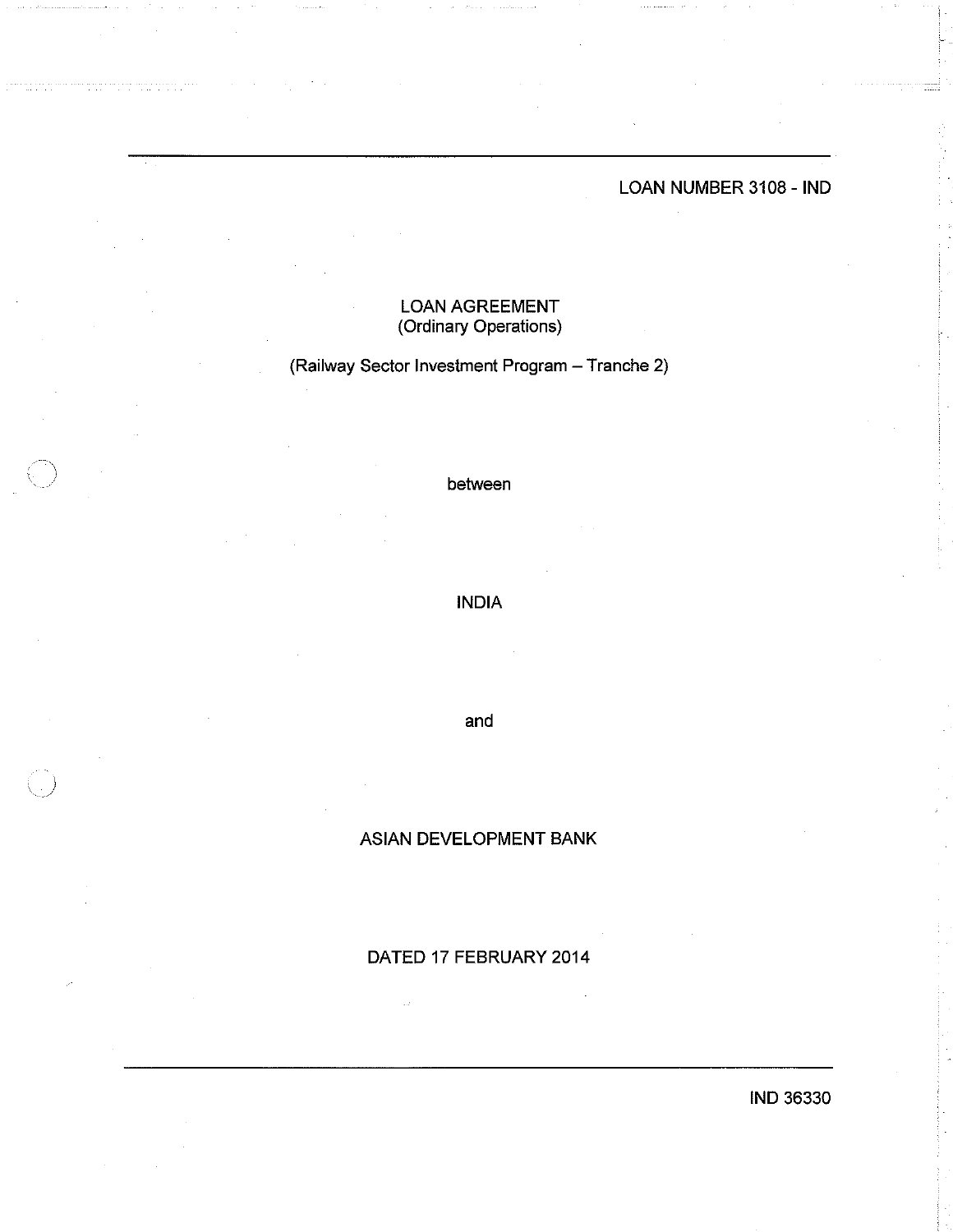LOAN NUMBER 3108 - IND

# LOAN AGREEMENT
(Ordinary Operations)

(Railway Sector Investment Program – Tranche 2)

between

INDIA

and

ASIAN DEVELOPMENT BANK

DATED 17 FEBRUARY 2014

IND 36330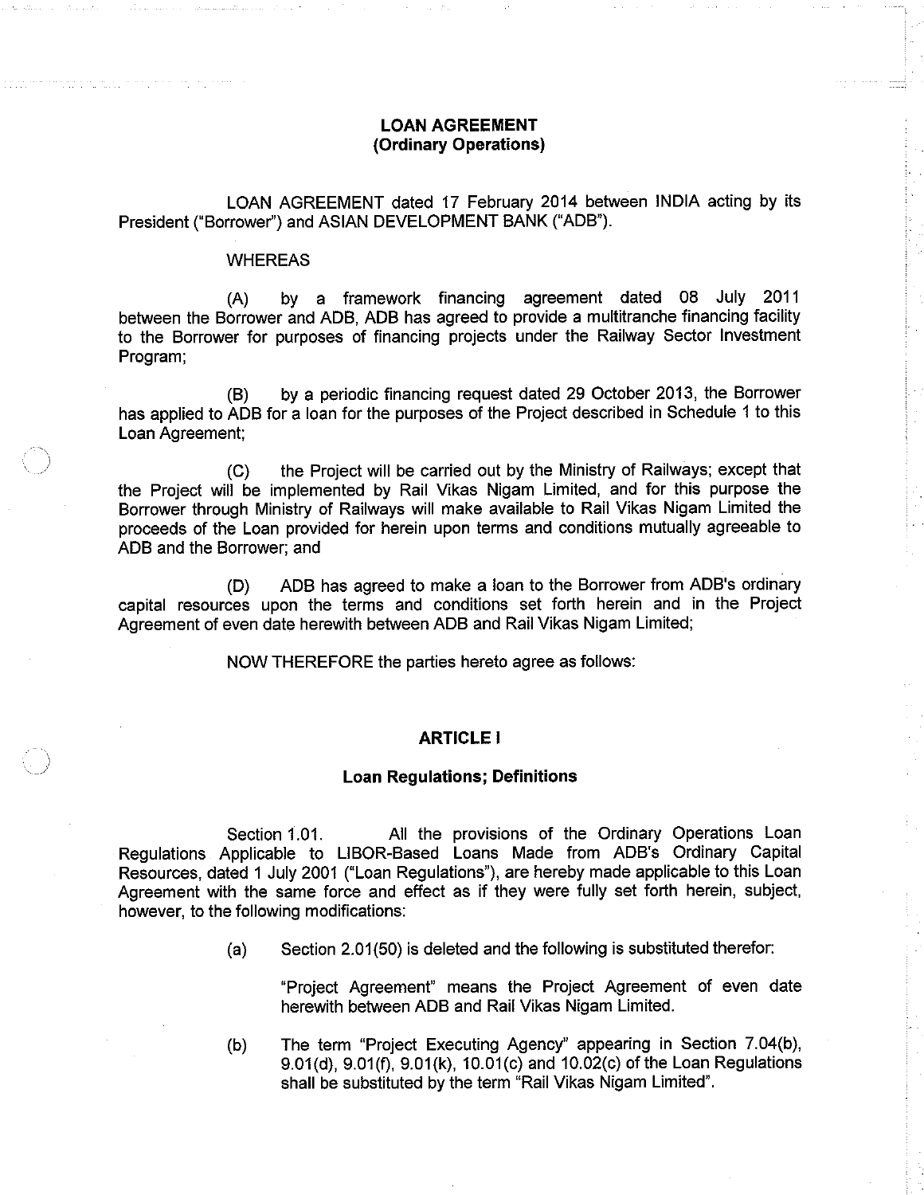# LOAN AGREEMENT
## (Ordinary Operations)

LOAN AGREEMENT dated 17 February 2014 between INDIA acting by its President ("Borrower") and ASIAN DEVELOPMENT BANK ("ADB").

WHEREAS

(A) by a framework financing agreement dated 08 July 2011 between the Borrower and ADB, ADB has agreed to provide a multitranche financing facility to the Borrower for purposes of financing projects under the Railway Sector Investment Program;

(B) by a periodic financing request dated 29 October 2013, the Borrower has applied to ADB for a loan for the purposes of the Project described in Schedule 1 to this Loan Agreement;

(C) the Project will be carried out by the Ministry of Railways; except that the Project will be implemented by Rail Vikas Nigam Limited, and for this purpose the Borrower through Ministry of Railways will make available to Rail Vikas Nigam Limited the proceeds of the Loan provided for herein upon terms and conditions mutually agreeable to ADB and the Borrower; and

(D) ADB has agreed to make a loan to the Borrower from ADB's ordinary capital resources upon the terms and conditions set forth herein and in the Project Agreement of even date herewith between ADB and Rail Vikas Nigam Limited;

NOW THEREFORE the parties hereto agree as follows:

## ARTICLE I

### Loan Regulations; Definitions

Section 1.01. All the provisions of the Ordinary Operations Loan Regulations Applicable to LIBOR-Based Loans Made from ADB's Ordinary Capital Resources, dated 1 July 2001 ("Loan Regulations"), are hereby made applicable to this Loan Agreement with the same force and effect as if they were fully set forth herein, subject, however, to the following modifications:

(a) Section 2.01(50) is deleted and the following is substituted therefor:

"Project Agreement" means the Project Agreement of even date herewith between ADB and Rail Vikas Nigam Limited.

(b) The term "Project Executing Agency" appearing in Section 7.04(b), 9.01(d), 9.01(f), 9.01(k), 10.01(c) and 10.02(c) of the Loan Regulations shall be substituted by the term "Rail Vikas Nigam Limited".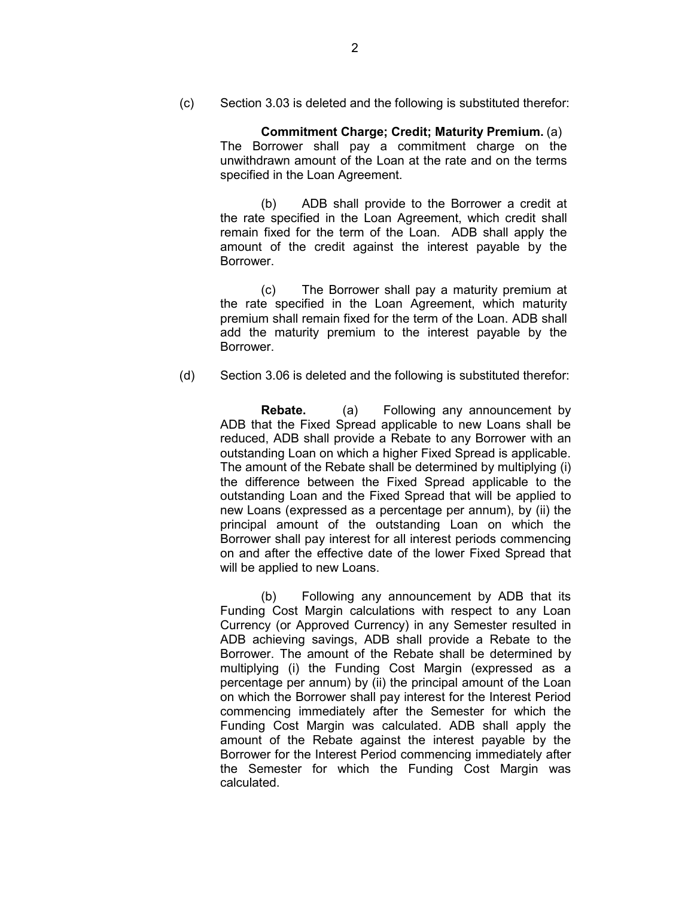(c) Section 3.03 is deleted and the following is substituted therefor:

> **Commitment Charge; Credit; Maturity Premium.** (a) The Borrower shall pay a commitment charge on the unwithdrawn amount of the Loan at the rate and on the terms specified in the Loan Agreement.
>
> (b) ADB shall provide to the Borrower a credit at the rate specified in the Loan Agreement, which credit shall remain fixed for the term of the Loan. ADB shall apply the amount of the credit against the interest payable by the Borrower.
>
> (c) The Borrower shall pay a maturity premium at the rate specified in the Loan Agreement, which maturity premium shall remain fixed for the term of the Loan. ADB shall add the maturity premium to the interest payable by the Borrower.

(d) Section 3.06 is deleted and the following is substituted therefor:

> **Rebate.** (a) Following any announcement by ADB that the Fixed Spread applicable to new Loans shall be reduced, ADB shall provide a Rebate to any Borrower with an outstanding Loan on which a higher Fixed Spread is applicable. The amount of the Rebate shall be determined by multiplying (i) the difference between the Fixed Spread applicable to the outstanding Loan and the Fixed Spread that will be applied to new Loans (expressed as a percentage per annum), by (ii) the principal amount of the outstanding Loan on which the Borrower shall pay interest for all interest periods commencing on and after the effective date of the lower Fixed Spread that will be applied to new Loans.
>
> (b) Following any announcement by ADB that its Funding Cost Margin calculations with respect to any Loan Currency (or Approved Currency) in any Semester resulted in ADB achieving savings, ADB shall provide a Rebate to the Borrower. The amount of the Rebate shall be determined by multiplying (i) the Funding Cost Margin (expressed as a percentage per annum) by (ii) the principal amount of the Loan on which the Borrower shall pay interest for the Interest Period commencing immediately after the Semester for which the Funding Cost Margin was calculated. ADB shall apply the amount of the Rebate against the interest payable by the Borrower for the Interest Period commencing immediately after the Semester for which the Funding Cost Margin was calculated.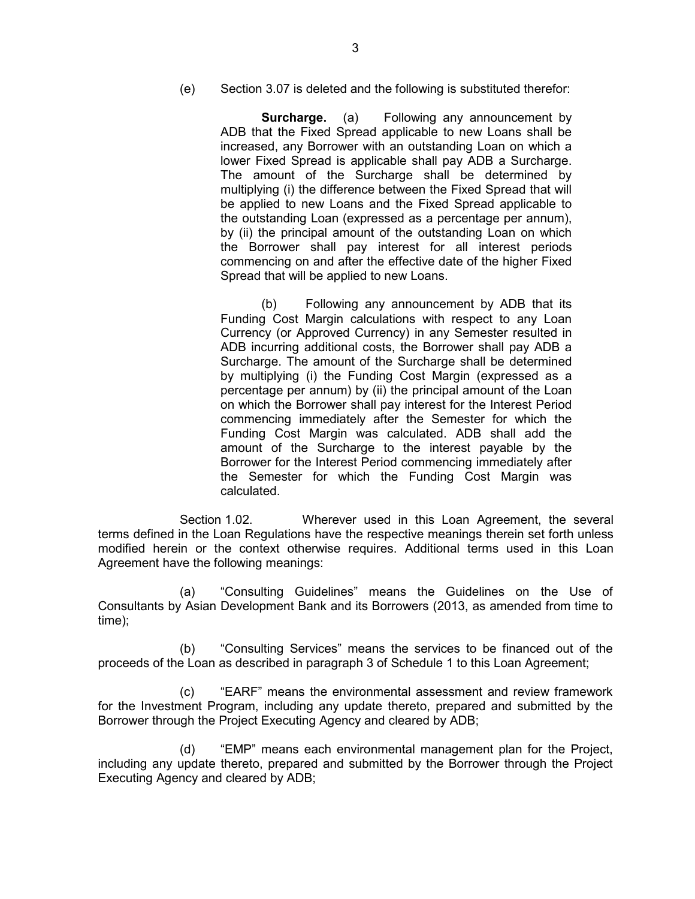(e) Section 3.07 is deleted and the following is substituted therefor:

> **Surcharge.** (a) Following any announcement by ADB that the Fixed Spread applicable to new Loans shall be increased, any Borrower with an outstanding Loan on which a lower Fixed Spread is applicable shall pay ADB a Surcharge. The amount of the Surcharge shall be determined by multiplying (i) the difference between the Fixed Spread that will be applied to new Loans and the Fixed Spread applicable to the outstanding Loan (expressed as a percentage per annum), by (ii) the principal amount of the outstanding Loan on which the Borrower shall pay interest for all interest periods commencing on and after the effective date of the higher Fixed Spread that will be applied to new Loans.
>
> (b) Following any announcement by ADB that its Funding Cost Margin calculations with respect to any Loan Currency (or Approved Currency) in any Semester resulted in ADB incurring additional costs, the Borrower shall pay ADB a Surcharge. The amount of the Surcharge shall be determined by multiplying (i) the Funding Cost Margin (expressed as a percentage per annum) by (ii) the principal amount of the Loan on which the Borrower shall pay interest for the Interest Period commencing immediately after the Semester for which the Funding Cost Margin was calculated. ADB shall add the amount of the Surcharge to the interest payable by the Borrower for the Interest Period commencing immediately after the Semester for which the Funding Cost Margin was calculated.

Section 1.02. Wherever used in this Loan Agreement, the several terms defined in the Loan Regulations have the respective meanings therein set forth unless modified herein or the context otherwise requires. Additional terms used in this Loan Agreement have the following meanings:

(a) "Consulting Guidelines" means the Guidelines on the Use of Consultants by Asian Development Bank and its Borrowers (2013, as amended from time to time);

(b) "Consulting Services" means the services to be financed out of the proceeds of the Loan as described in paragraph 3 of Schedule 1 to this Loan Agreement;

(c) "EARF" means the environmental assessment and review framework for the Investment Program, including any update thereto, prepared and submitted by the Borrower through the Project Executing Agency and cleared by ADB;

(d) "EMP" means each environmental management plan for the Project, including any update thereto, prepared and submitted by the Borrower through the Project Executing Agency and cleared by ADB;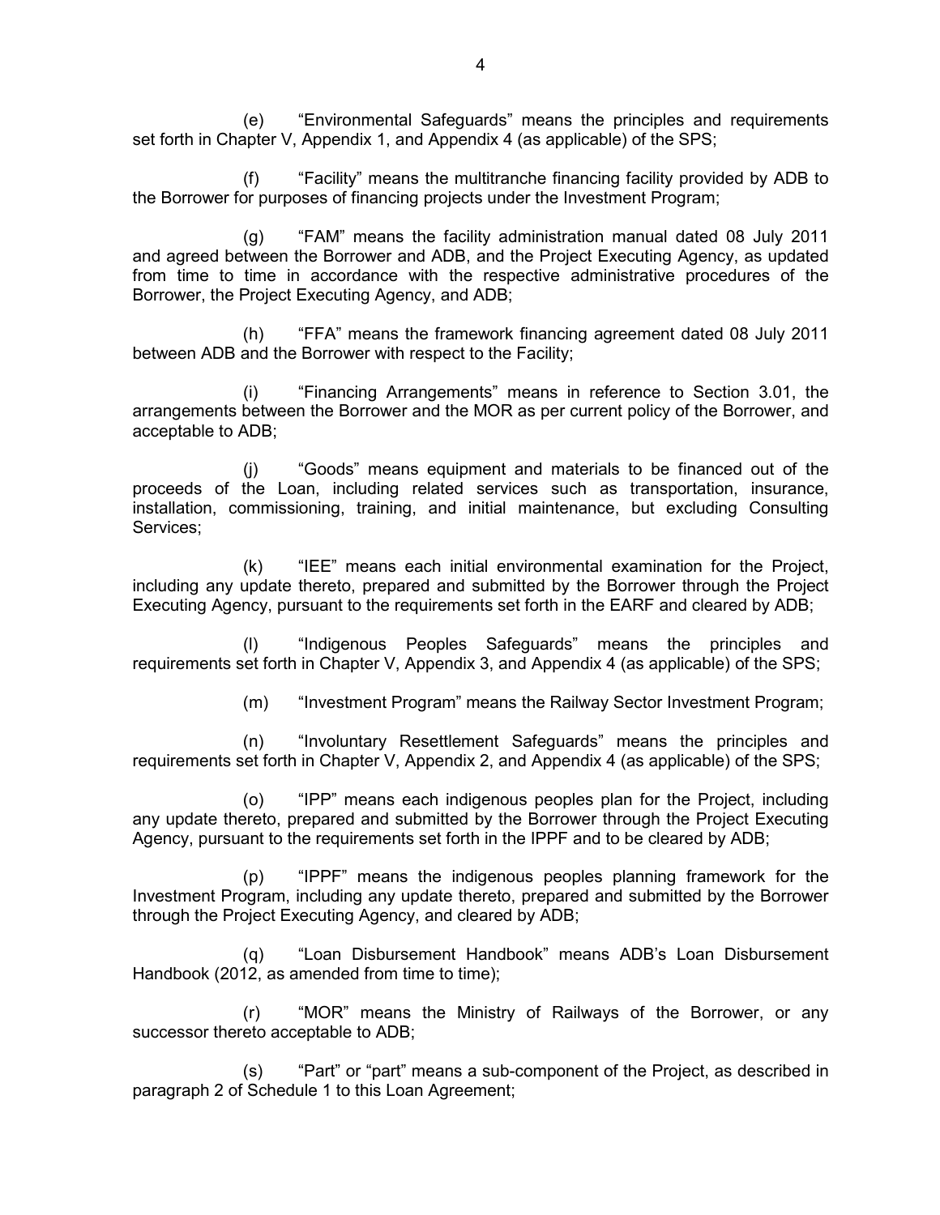(e) "Environmental Safeguards" means the principles and requirements set forth in Chapter V, Appendix 1, and Appendix 4 (as applicable) of the SPS;

(f) "Facility" means the multitranche financing facility provided by ADB to the Borrower for purposes of financing projects under the Investment Program;

(g) "FAM" means the facility administration manual dated 08 July 2011 and agreed between the Borrower and ADB, and the Project Executing Agency, as updated from time to time in accordance with the respective administrative procedures of the Borrower, the Project Executing Agency, and ADB;

(h) "FFA" means the framework financing agreement dated 08 July 2011 between ADB and the Borrower with respect to the Facility;

(i) "Financing Arrangements" means in reference to Section 3.01, the arrangements between the Borrower and the MOR as per current policy of the Borrower, and acceptable to ADB;

(j) "Goods" means equipment and materials to be financed out of the proceeds of the Loan, including related services such as transportation, insurance, installation, commissioning, training, and initial maintenance, but excluding Consulting Services;

(k) "IEE" means each initial environmental examination for the Project, including any update thereto, prepared and submitted by the Borrower through the Project Executing Agency, pursuant to the requirements set forth in the EARF and cleared by ADB;

(l) "Indigenous Peoples Safeguards" means the principles and requirements set forth in Chapter V, Appendix 3, and Appendix 4 (as applicable) of the SPS;

(m) "Investment Program" means the Railway Sector Investment Program;

(n) "Involuntary Resettlement Safeguards" means the principles and requirements set forth in Chapter V, Appendix 2, and Appendix 4 (as applicable) of the SPS;

(o) "IPP" means each indigenous peoples plan for the Project, including any update thereto, prepared and submitted by the Borrower through the Project Executing Agency, pursuant to the requirements set forth in the IPPF and to be cleared by ADB;

(p) "IPPF" means the indigenous peoples planning framework for the Investment Program, including any update thereto, prepared and submitted by the Borrower through the Project Executing Agency, and cleared by ADB;

(q) "Loan Disbursement Handbook" means ADB's Loan Disbursement Handbook (2012, as amended from time to time);

(r) "MOR" means the Ministry of Railways of the Borrower, or any successor thereto acceptable to ADB;

(s) "Part" or "part" means a sub-component of the Project, as described in paragraph 2 of Schedule 1 to this Loan Agreement;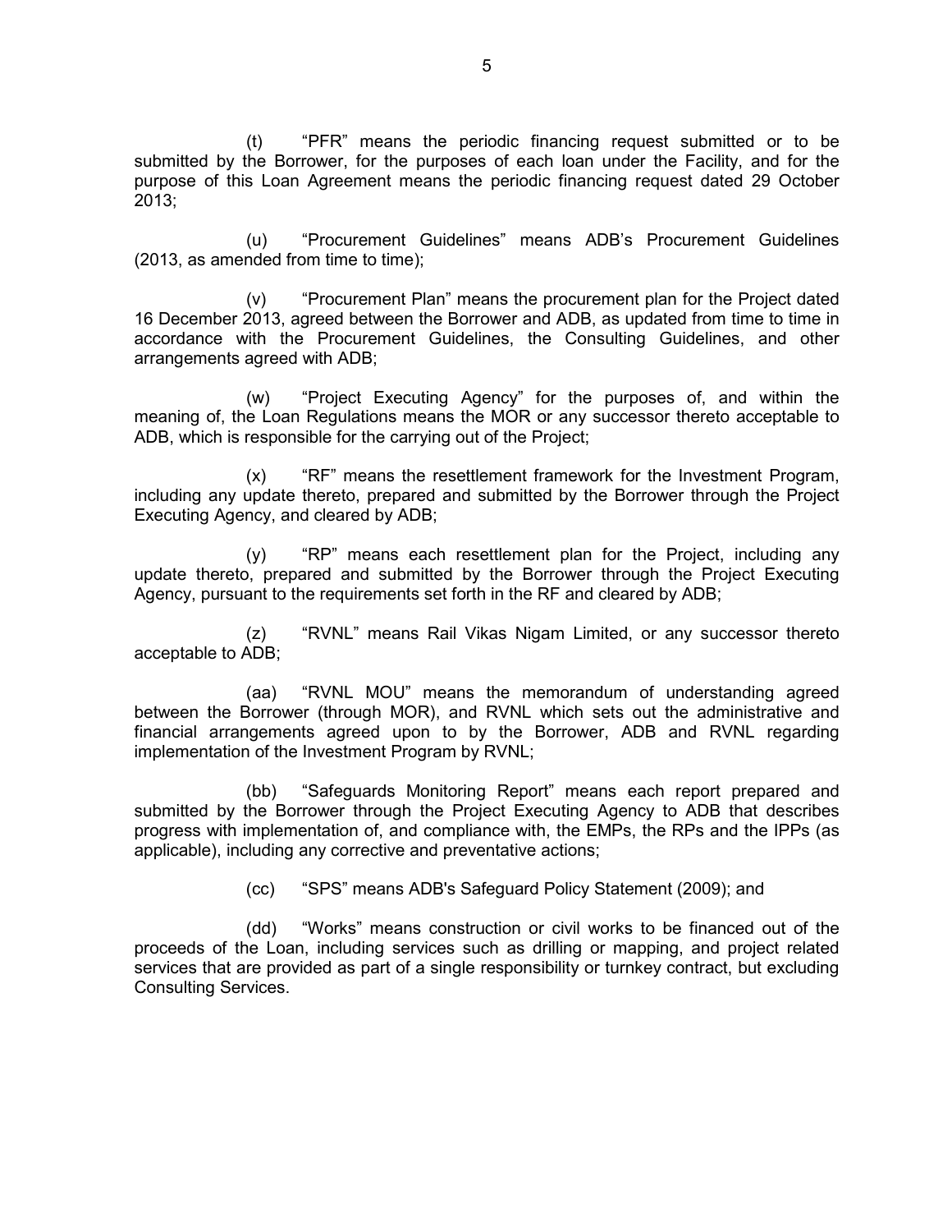(t) "PFR" means the periodic financing request submitted or to be submitted by the Borrower, for the purposes of each loan under the Facility, and for the purpose of this Loan Agreement means the periodic financing request dated 29 October 2013;

(u) "Procurement Guidelines" means ADB's Procurement Guidelines (2013, as amended from time to time);

(v) "Procurement Plan" means the procurement plan for the Project dated 16 December 2013, agreed between the Borrower and ADB, as updated from time to time in accordance with the Procurement Guidelines, the Consulting Guidelines, and other arrangements agreed with ADB;

(w) "Project Executing Agency" for the purposes of, and within the meaning of, the Loan Regulations means the MOR or any successor thereto acceptable to ADB, which is responsible for the carrying out of the Project;

(x) "RF" means the resettlement framework for the Investment Program, including any update thereto, prepared and submitted by the Borrower through the Project Executing Agency, and cleared by ADB;

(y) "RP" means each resettlement plan for the Project, including any update thereto, prepared and submitted by the Borrower through the Project Executing Agency, pursuant to the requirements set forth in the RF and cleared by ADB;

(z) "RVNL" means Rail Vikas Nigam Limited, or any successor thereto acceptable to ADB;

(aa) "RVNL MOU" means the memorandum of understanding agreed between the Borrower (through MOR), and RVNL which sets out the administrative and financial arrangements agreed upon to by the Borrower, ADB and RVNL regarding implementation of the Investment Program by RVNL;

(bb) "Safeguards Monitoring Report" means each report prepared and submitted by the Borrower through the Project Executing Agency to ADB that describes progress with implementation of, and compliance with, the EMPs, the RPs and the IPPs (as applicable), including any corrective and preventative actions;

(cc) "SPS" means ADB's Safeguard Policy Statement (2009); and

(dd) "Works" means construction or civil works to be financed out of the proceeds of the Loan, including services such as drilling or mapping, and project related services that are provided as part of a single responsibility or turnkey contract, but excluding Consulting Services.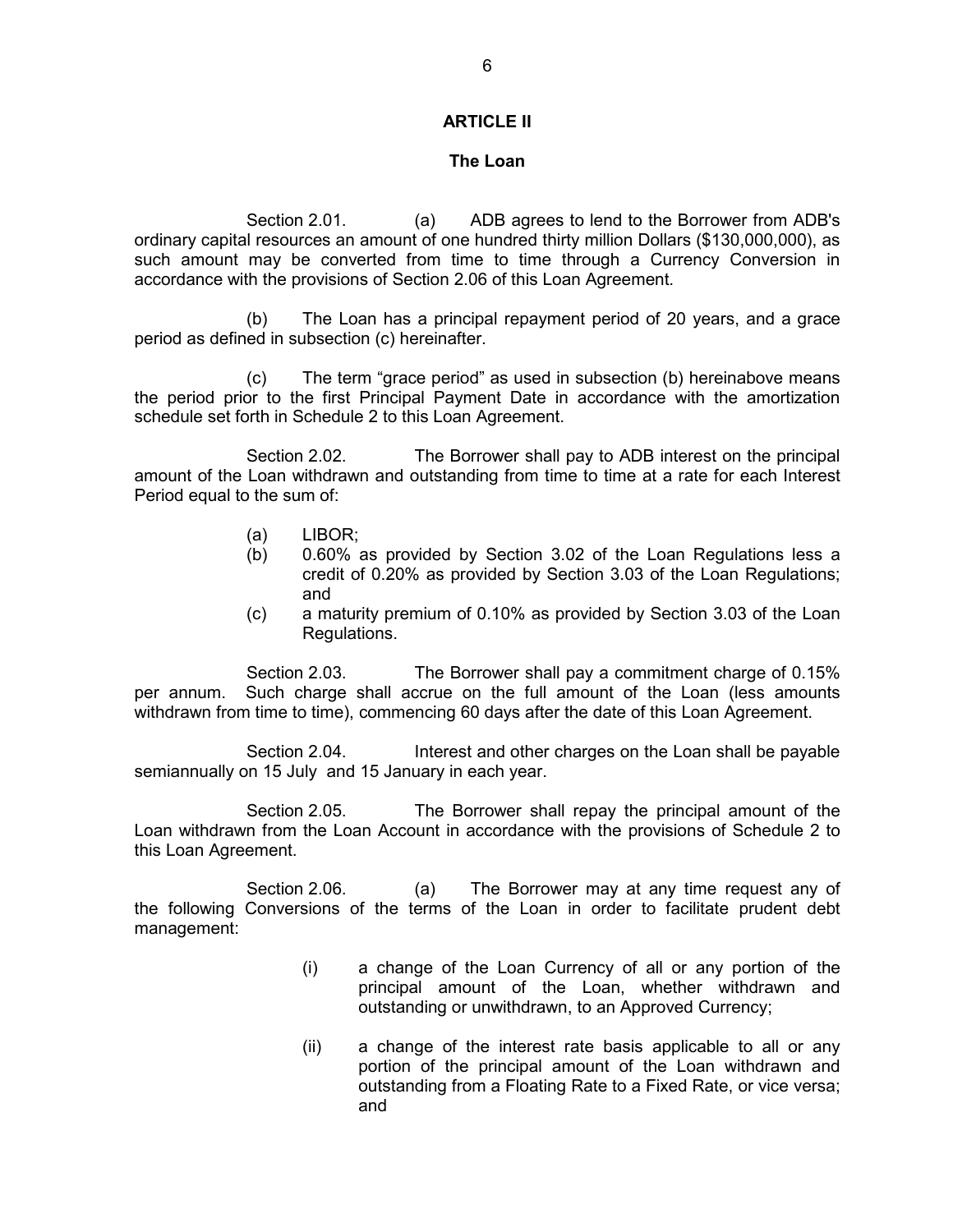## ARTICLE II

### The Loan

Section 2.01. (a) ADB agrees to lend to the Borrower from ADB's ordinary capital resources an amount of one hundred thirty million Dollars ($130,000,000), as such amount may be converted from time to time through a Currency Conversion in accordance with the provisions of Section 2.06 of this Loan Agreement.

(b) The Loan has a principal repayment period of 20 years, and a grace period as defined in subsection (c) hereinafter.

(c) The term "grace period" as used in subsection (b) hereinabove means the period prior to the first Principal Payment Date in accordance with the amortization schedule set forth in Schedule 2 to this Loan Agreement.

Section 2.02. The Borrower shall pay to ADB interest on the principal amount of the Loan withdrawn and outstanding from time to time at a rate for each Interest Period equal to the sum of:

(a) LIBOR;

(b) 0.60% as provided by Section 3.02 of the Loan Regulations less a credit of 0.20% as provided by Section 3.03 of the Loan Regulations; and

(c) a maturity premium of 0.10% as provided by Section 3.03 of the Loan Regulations.

Section 2.03. The Borrower shall pay a commitment charge of 0.15% per annum. Such charge shall accrue on the full amount of the Loan (less amounts withdrawn from time to time), commencing 60 days after the date of this Loan Agreement.

Section 2.04. Interest and other charges on the Loan shall be payable semiannually on 15 July and 15 January in each year.

Section 2.05. The Borrower shall repay the principal amount of the Loan withdrawn from the Loan Account in accordance with the provisions of Schedule 2 to this Loan Agreement.

Section 2.06. (a) The Borrower may at any time request any of the following Conversions of the terms of the Loan in order to facilitate prudent debt management:

(i) a change of the Loan Currency of all or any portion of the principal amount of the Loan, whether withdrawn and outstanding or unwithdrawn, to an Approved Currency;

(ii) a change of the interest rate basis applicable to all or any portion of the principal amount of the Loan withdrawn and outstanding from a Floating Rate to a Fixed Rate, or vice versa; and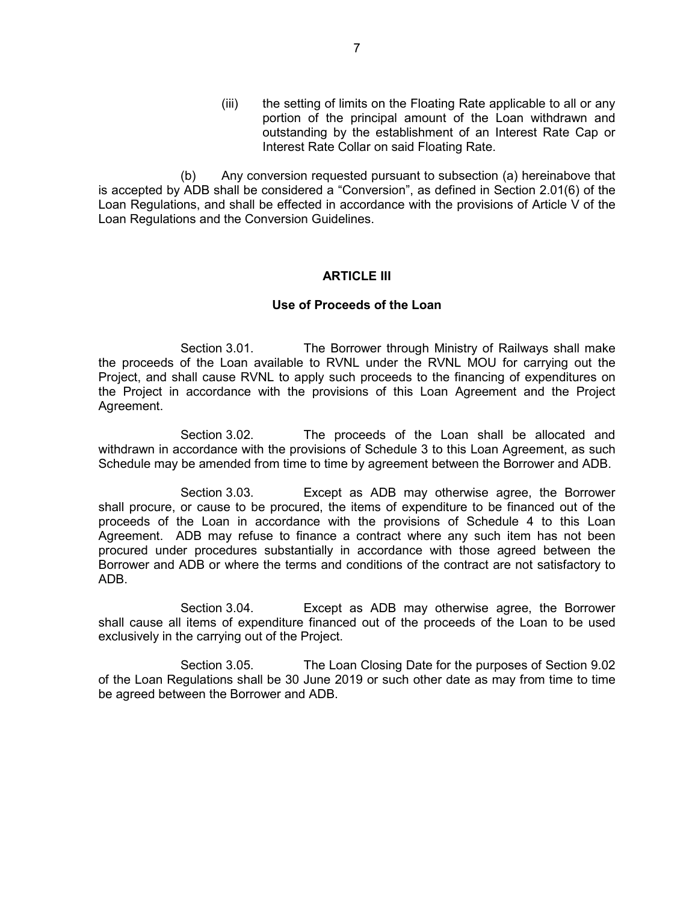(iii) the setting of limits on the Floating Rate applicable to all or any portion of the principal amount of the Loan withdrawn and outstanding by the establishment of an Interest Rate Cap or Interest Rate Collar on said Floating Rate.

(b) Any conversion requested pursuant to subsection (a) hereinabove that is accepted by ADB shall be considered a "Conversion", as defined in Section 2.01(6) of the Loan Regulations, and shall be effected in accordance with the provisions of Article V of the Loan Regulations and the Conversion Guidelines.

## ARTICLE III

### Use of Proceeds of the Loan

Section 3.01. The Borrower through Ministry of Railways shall make the proceeds of the Loan available to RVNL under the RVNL MOU for carrying out the Project, and shall cause RVNL to apply such proceeds to the financing of expenditures on the Project in accordance with the provisions of this Loan Agreement and the Project Agreement.

Section 3.02. The proceeds of the Loan shall be allocated and withdrawn in accordance with the provisions of Schedule 3 to this Loan Agreement, as such Schedule may be amended from time to time by agreement between the Borrower and ADB.

Section 3.03. Except as ADB may otherwise agree, the Borrower shall procure, or cause to be procured, the items of expenditure to be financed out of the proceeds of the Loan in accordance with the provisions of Schedule 4 to this Loan Agreement. ADB may refuse to finance a contract where any such item has not been procured under procedures substantially in accordance with those agreed between the Borrower and ADB or where the terms and conditions of the contract are not satisfactory to ADB.

Section 3.04. Except as ADB may otherwise agree, the Borrower shall cause all items of expenditure financed out of the proceeds of the Loan to be used exclusively in the carrying out of the Project.

Section 3.05. The Loan Closing Date for the purposes of Section 9.02 of the Loan Regulations shall be 30 June 2019 or such other date as may from time to time be agreed between the Borrower and ADB.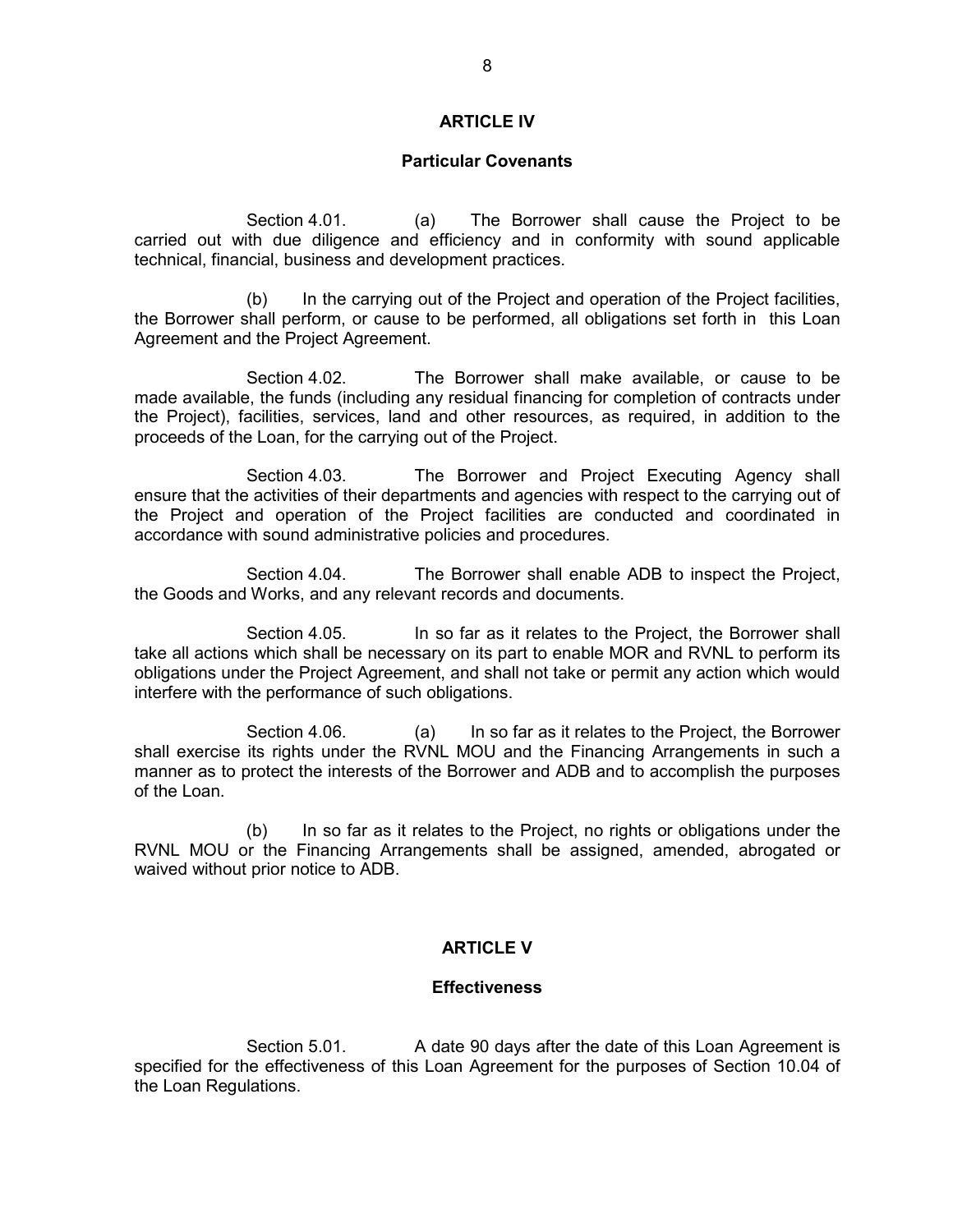## ARTICLE IV

### Particular Covenants

Section 4.01. (a) The Borrower shall cause the Project to be carried out with due diligence and efficiency and in conformity with sound applicable technical, financial, business and development practices.

(b) In the carrying out of the Project and operation of the Project facilities, the Borrower shall perform, or cause to be performed, all obligations set forth in this Loan Agreement and the Project Agreement.

Section 4.02. The Borrower shall make available, or cause to be made available, the funds (including any residual financing for completion of contracts under the Project), facilities, services, land and other resources, as required, in addition to the proceeds of the Loan, for the carrying out of the Project.

Section 4.03. The Borrower and Project Executing Agency shall ensure that the activities of their departments and agencies with respect to the carrying out of the Project and operation of the Project facilities are conducted and coordinated in accordance with sound administrative policies and procedures.

Section 4.04. The Borrower shall enable ADB to inspect the Project, the Goods and Works, and any relevant records and documents.

Section 4.05. In so far as it relates to the Project, the Borrower shall take all actions which shall be necessary on its part to enable MOR and RVNL to perform its obligations under the Project Agreement, and shall not take or permit any action which would interfere with the performance of such obligations.

Section 4.06. (a) In so far as it relates to the Project, the Borrower shall exercise its rights under the RVNL MOU and the Financing Arrangements in such a manner as to protect the interests of the Borrower and ADB and to accomplish the purposes of the Loan.

(b) In so far as it relates to the Project, no rights or obligations under the RVNL MOU or the Financing Arrangements shall be assigned, amended, abrogated or waived without prior notice to ADB.

## ARTICLE V

### Effectiveness

Section 5.01. A date 90 days after the date of this Loan Agreement is specified for the effectiveness of this Loan Agreement for the purposes of Section 10.04 of the Loan Regulations.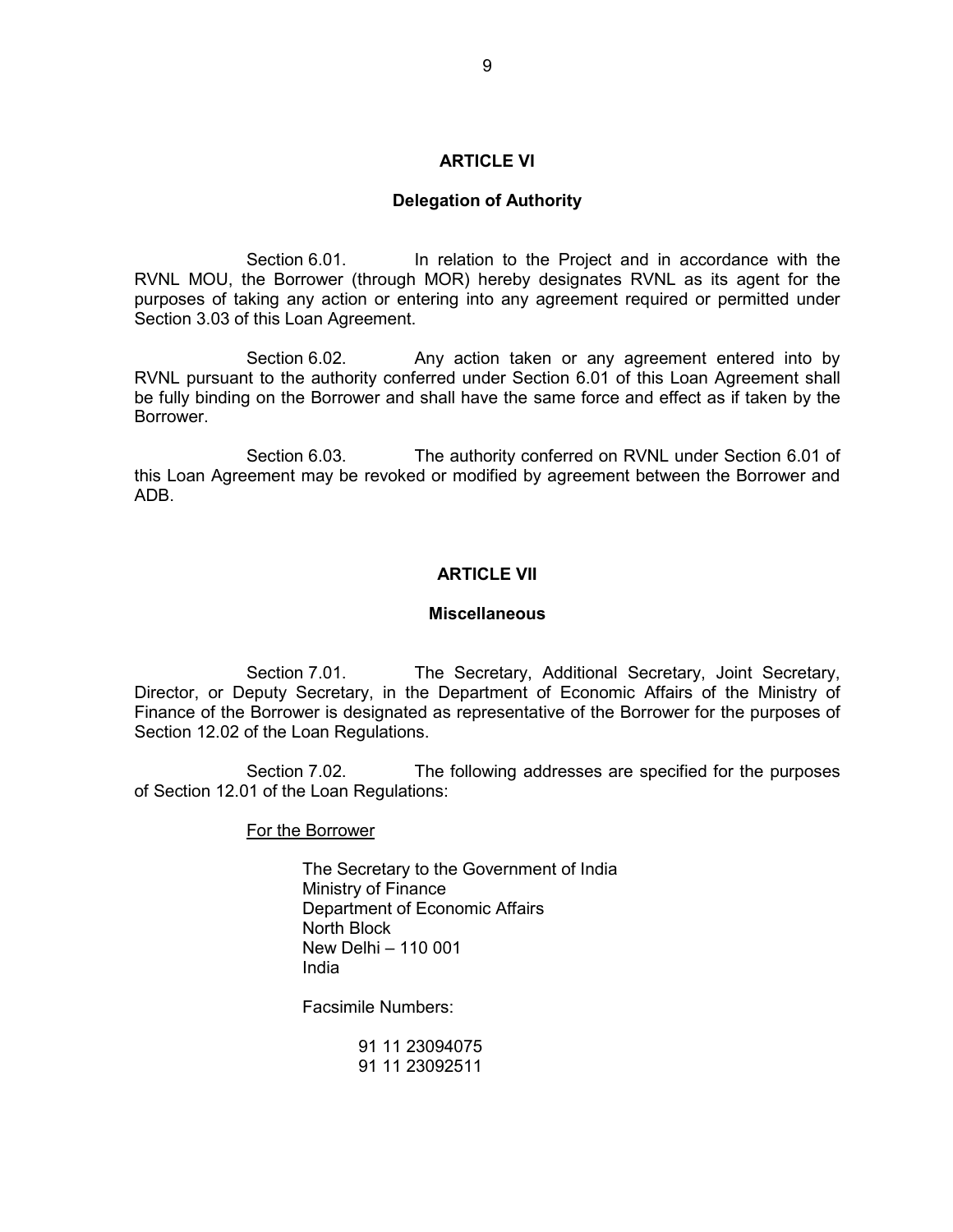## ARTICLE VI

### Delegation of Authority

Section 6.01. In relation to the Project and in accordance with the RVNL MOU, the Borrower (through MOR) hereby designates RVNL as its agent for the purposes of taking any action or entering into any agreement required or permitted under Section 3.03 of this Loan Agreement.

Section 6.02. Any action taken or any agreement entered into by RVNL pursuant to the authority conferred under Section 6.01 of this Loan Agreement shall be fully binding on the Borrower and shall have the same force and effect as if taken by the Borrower.

Section 6.03. The authority conferred on RVNL under Section 6.01 of this Loan Agreement may be revoked or modified by agreement between the Borrower and ADB.

## ARTICLE VII

### Miscellaneous

Section 7.01. The Secretary, Additional Secretary, Joint Secretary, Director, or Deputy Secretary, in the Department of Economic Affairs of the Ministry of Finance of the Borrower is designated as representative of the Borrower for the purposes of Section 12.02 of the Loan Regulations.

Section 7.02. The following addresses are specified for the purposes of Section 12.01 of the Loan Regulations:

For the Borrower

The Secretary to the Government of India
Ministry of Finance
Department of Economic Affairs
North Block
New Delhi – 110 001
India

Facsimile Numbers:

91 11 23094075
91 11 23092511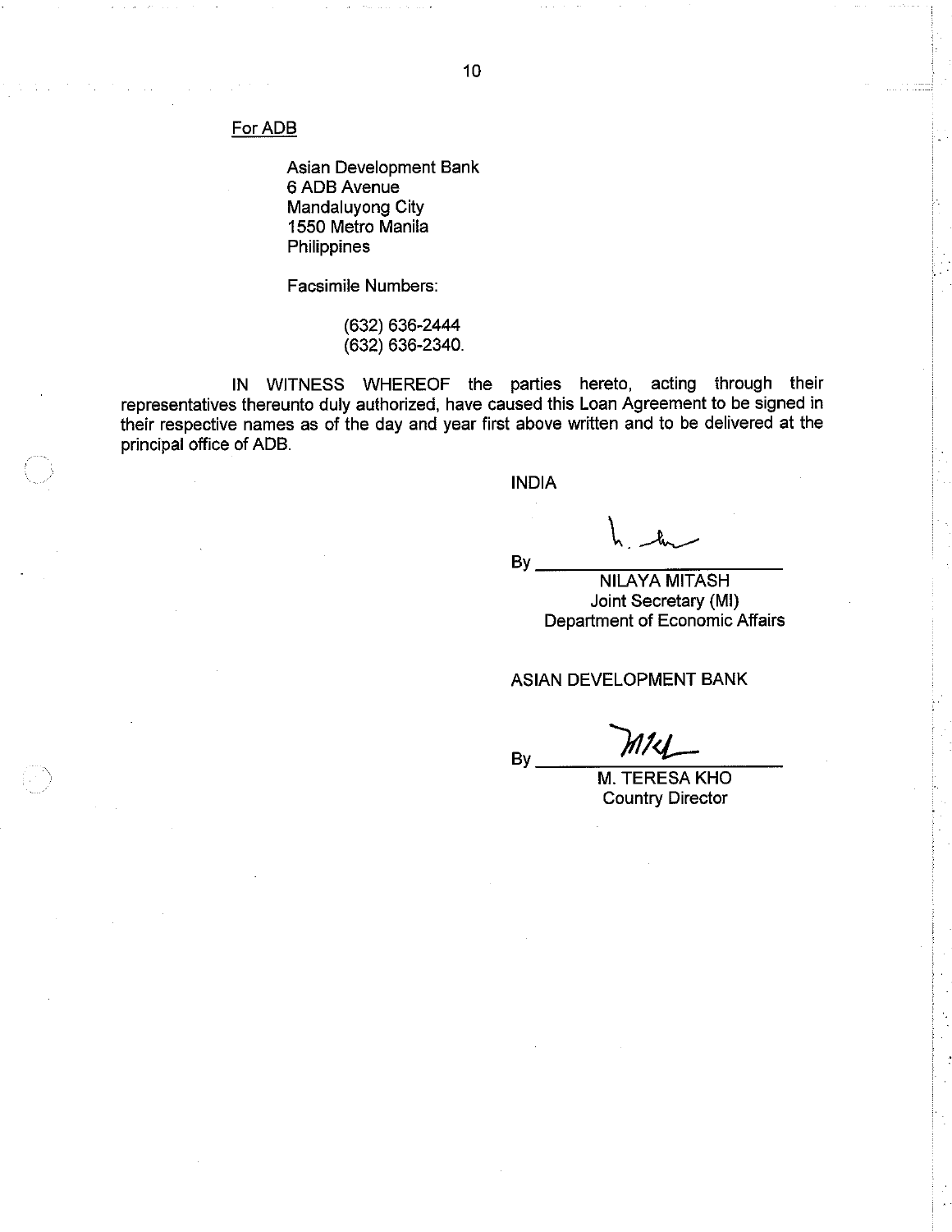For ADB

Asian Development Bank
6 ADB Avenue
Mandaluyong City
1550 Metro Manila
Philippines

Facsimile Numbers:

(632) 636-2444
(632) 636-2340.

IN WITNESS WHEREOF the parties hereto, acting through their representatives thereunto duly authorized, have caused this Loan Agreement to be signed in their respective names as of the day and year first above written and to be delivered at the principal office of ADB.

INDIA

By ____________________
NILAYA MITASH
Joint Secretary (MI)
Department of Economic Affairs

ASIAN DEVELOPMENT BANK

By ____________________
M. TERESA KHO
Country Director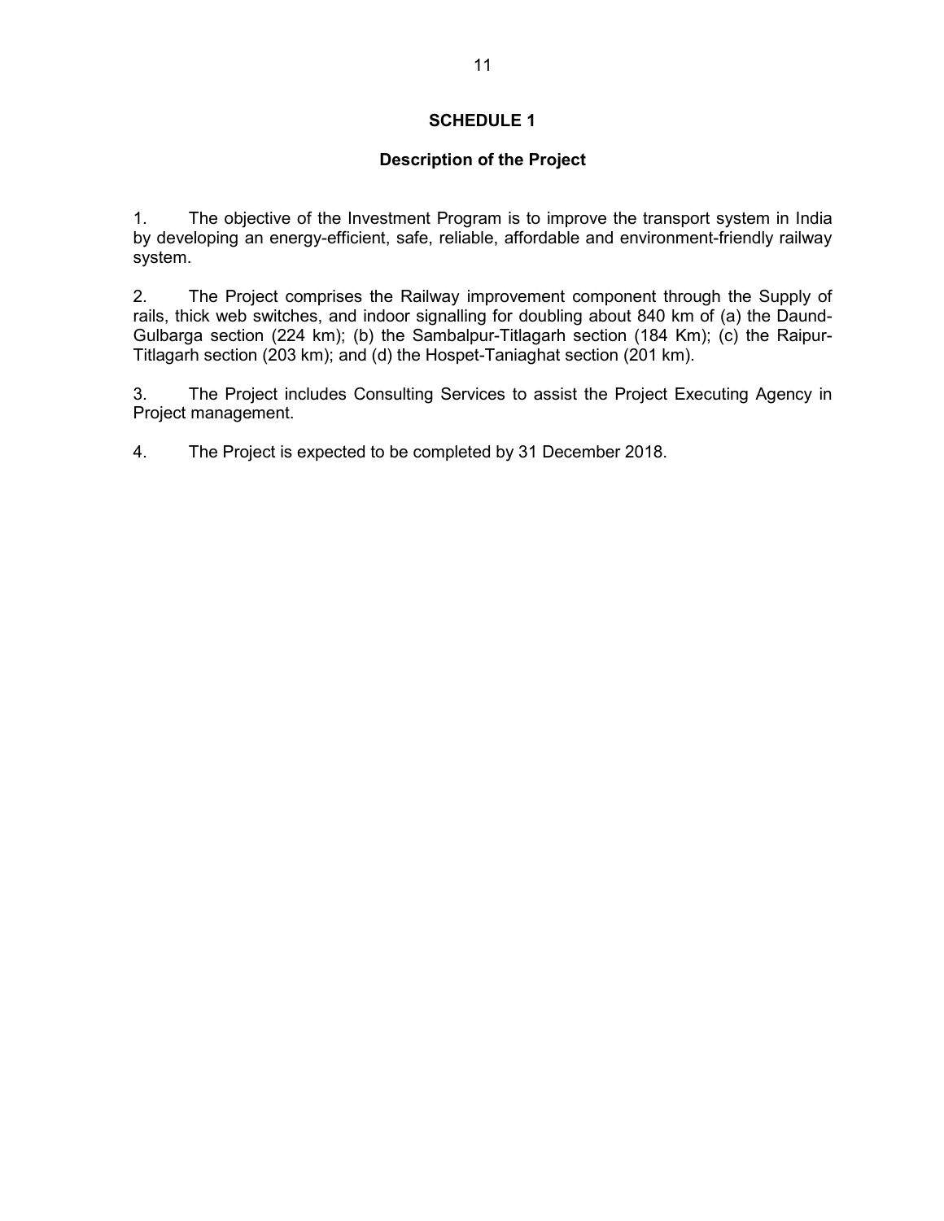# SCHEDULE 1

## Description of the Project

1. The objective of the Investment Program is to improve the transport system in India by developing an energy-efficient, safe, reliable, affordable and environment-friendly railway system.

2. The Project comprises the Railway improvement component through the Supply of rails, thick web switches, and indoor signalling for doubling about 840 km of (a) the Daund-Gulbarga section (224 km); (b) the Sambalpur-Titlagarh section (184 Km); (c) the Raipur-Titlagarh section (203 km); and (d) the Hospet-Taniaghat section (201 km).

3. The Project includes Consulting Services to assist the Project Executing Agency in Project management.

4. The Project is expected to be completed by 31 December 2018.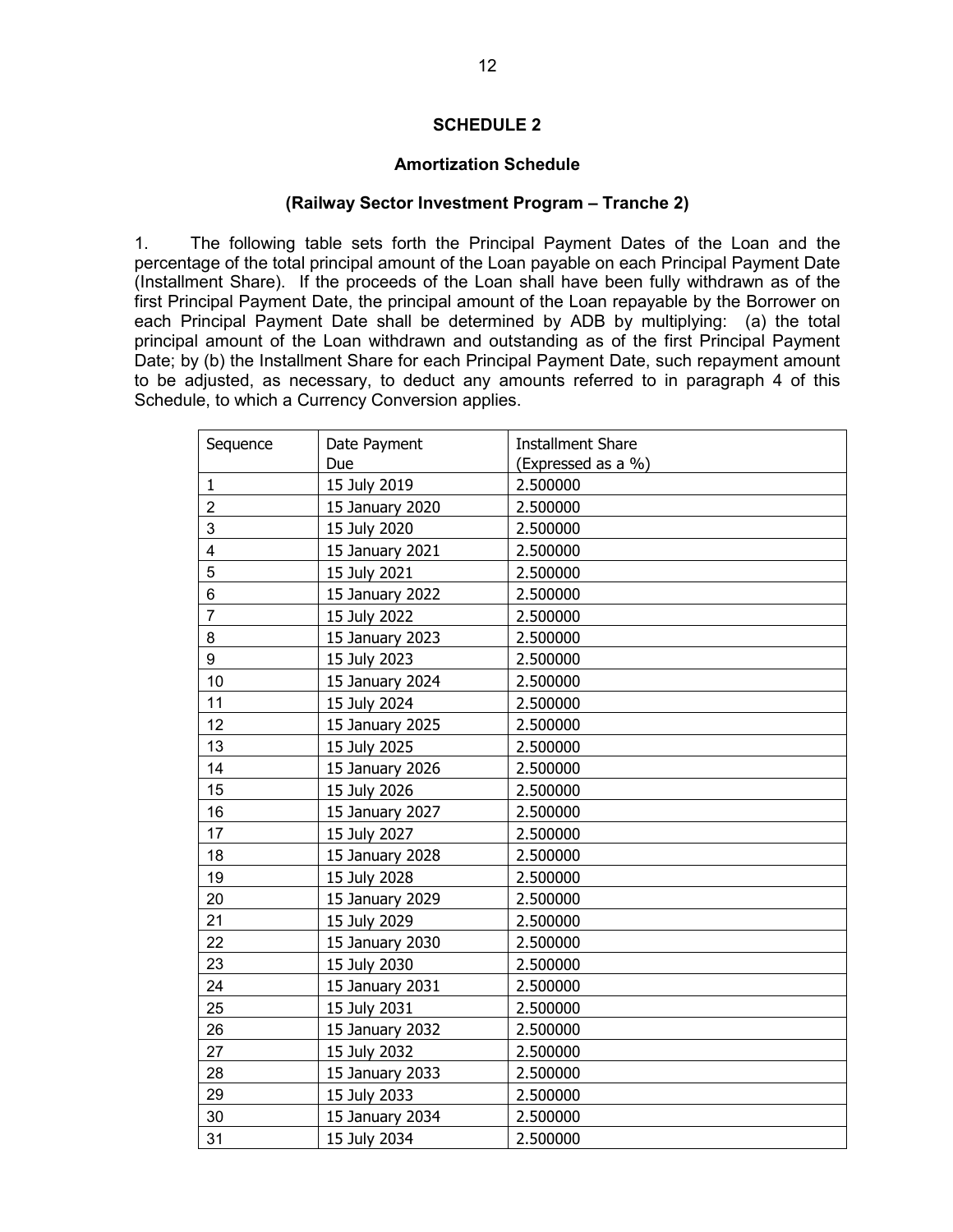## SCHEDULE 2

### Amortization Schedule

### (Railway Sector Investment Program – Tranche 2)

1. The following table sets forth the Principal Payment Dates of the Loan and the percentage of the total principal amount of the Loan payable on each Principal Payment Date (Installment Share). If the proceeds of the Loan shall have been fully withdrawn as of the first Principal Payment Date, the principal amount of the Loan repayable by the Borrower on each Principal Payment Date shall be determined by ADB by multiplying: (a) the total principal amount of the Loan withdrawn and outstanding as of the first Principal Payment Date; by (b) the Installment Share for each Principal Payment Date, such repayment amount to be adjusted, as necessary, to deduct any amounts referred to in paragraph 4 of this Schedule, to which a Currency Conversion applies.

| Sequence | Date Payment Due | Installment Share (Expressed as a %) |
|---|---|---|
| 1 | 15 July 2019 | 2.500000 |
| 2 | 15 January 2020 | 2.500000 |
| 3 | 15 July 2020 | 2.500000 |
| 4 | 15 January 2021 | 2.500000 |
| 5 | 15 July 2021 | 2.500000 |
| 6 | 15 January 2022 | 2.500000 |
| 7 | 15 July 2022 | 2.500000 |
| 8 | 15 January 2023 | 2.500000 |
| 9 | 15 July 2023 | 2.500000 |
| 10 | 15 January 2024 | 2.500000 |
| 11 | 15 July 2024 | 2.500000 |
| 12 | 15 January 2025 | 2.500000 |
| 13 | 15 July 2025 | 2.500000 |
| 14 | 15 January 2026 | 2.500000 |
| 15 | 15 July 2026 | 2.500000 |
| 16 | 15 January 2027 | 2.500000 |
| 17 | 15 July 2027 | 2.500000 |
| 18 | 15 January 2028 | 2.500000 |
| 19 | 15 July 2028 | 2.500000 |
| 20 | 15 January 2029 | 2.500000 |
| 21 | 15 July 2029 | 2.500000 |
| 22 | 15 January 2030 | 2.500000 |
| 23 | 15 July 2030 | 2.500000 |
| 24 | 15 January 2031 | 2.500000 |
| 25 | 15 July 2031 | 2.500000 |
| 26 | 15 January 2032 | 2.500000 |
| 27 | 15 July 2032 | 2.500000 |
| 28 | 15 January 2033 | 2.500000 |
| 29 | 15 July 2033 | 2.500000 |
| 30 | 15 January 2034 | 2.500000 |
| 31 | 15 July 2034 | 2.500000 |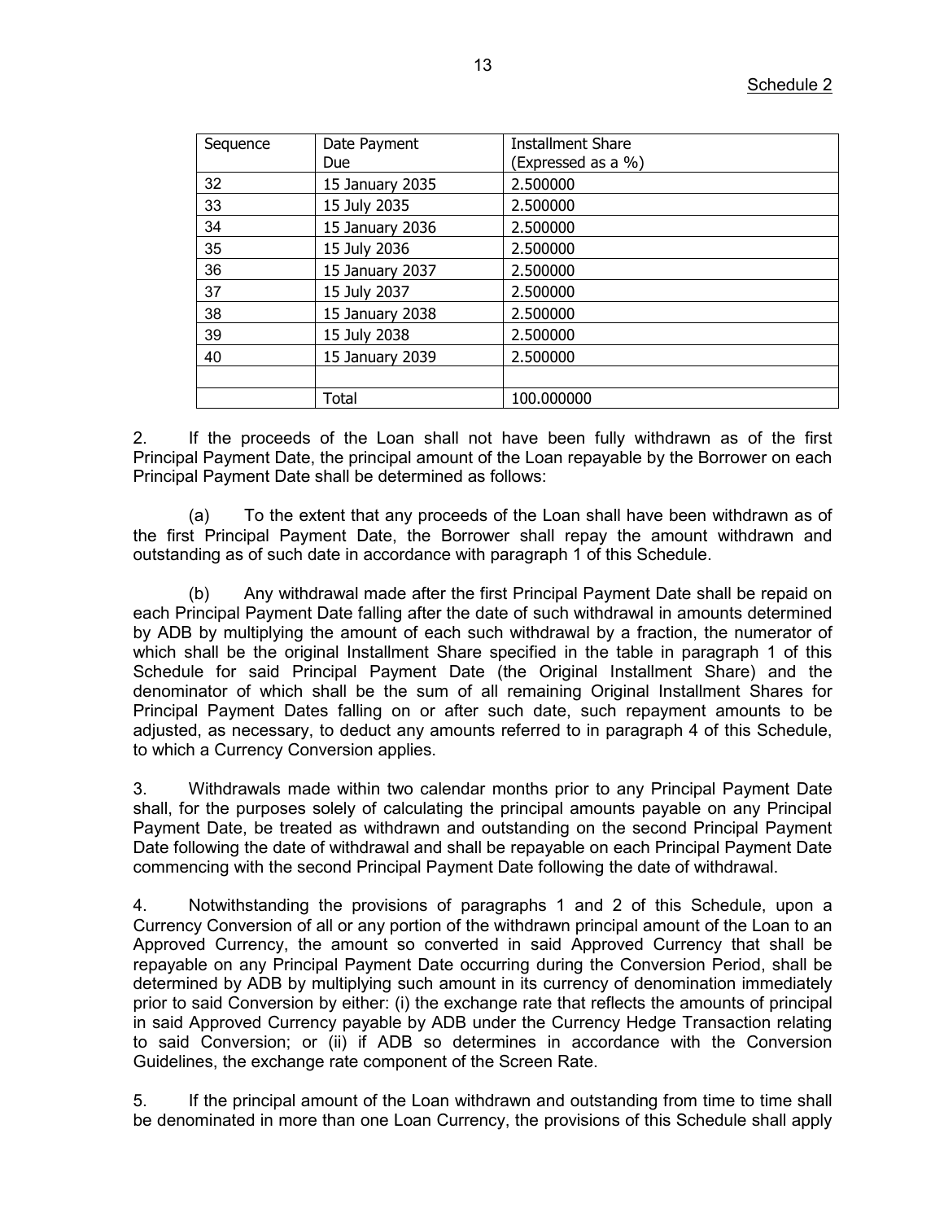Schedule 2

| Sequence | Date Payment Due | Installment Share (Expressed as a %) |
|---|---|---|
| 32 | 15 January 2035 | 2.500000 |
| 33 | 15 July 2035 | 2.500000 |
| 34 | 15 January 2036 | 2.500000 |
| 35 | 15 July 2036 | 2.500000 |
| 36 | 15 January 2037 | 2.500000 |
| 37 | 15 July 2037 | 2.500000 |
| 38 | 15 January 2038 | 2.500000 |
| 39 | 15 July 2038 | 2.500000 |
| 40 | 15 January 2039 | 2.500000 |
| | | |
| | Total | 100.000000 |

2. If the proceeds of the Loan shall not have been fully withdrawn as of the first Principal Payment Date, the principal amount of the Loan repayable by the Borrower on each Principal Payment Date shall be determined as follows:

(a) To the extent that any proceeds of the Loan shall have been withdrawn as of the first Principal Payment Date, the Borrower shall repay the amount withdrawn and outstanding as of such date in accordance with paragraph 1 of this Schedule.

(b) Any withdrawal made after the first Principal Payment Date shall be repaid on each Principal Payment Date falling after the date of such withdrawal in amounts determined by ADB by multiplying the amount of each such withdrawal by a fraction, the numerator of which shall be the original Installment Share specified in the table in paragraph 1 of this Schedule for said Principal Payment Date (the Original Installment Share) and the denominator of which shall be the sum of all remaining Original Installment Shares for Principal Payment Dates falling on or after such date, such repayment amounts to be adjusted, as necessary, to deduct any amounts referred to in paragraph 4 of this Schedule, to which a Currency Conversion applies.

3. Withdrawals made within two calendar months prior to any Principal Payment Date shall, for the purposes solely of calculating the principal amounts payable on any Principal Payment Date, be treated as withdrawn and outstanding on the second Principal Payment Date following the date of withdrawal and shall be repayable on each Principal Payment Date commencing with the second Principal Payment Date following the date of withdrawal.

4. Notwithstanding the provisions of paragraphs 1 and 2 of this Schedule, upon a Currency Conversion of all or any portion of the withdrawn principal amount of the Loan to an Approved Currency, the amount so converted in said Approved Currency that shall be repayable on any Principal Payment Date occurring during the Conversion Period, shall be determined by ADB by multiplying such amount in its currency of denomination immediately prior to said Conversion by either: (i) the exchange rate that reflects the amounts of principal in said Approved Currency payable by ADB under the Currency Hedge Transaction relating to said Conversion; or (ii) if ADB so determines in accordance with the Conversion Guidelines, the exchange rate component of the Screen Rate.

5. If the principal amount of the Loan withdrawn and outstanding from time to time shall be denominated in more than one Loan Currency, the provisions of this Schedule shall apply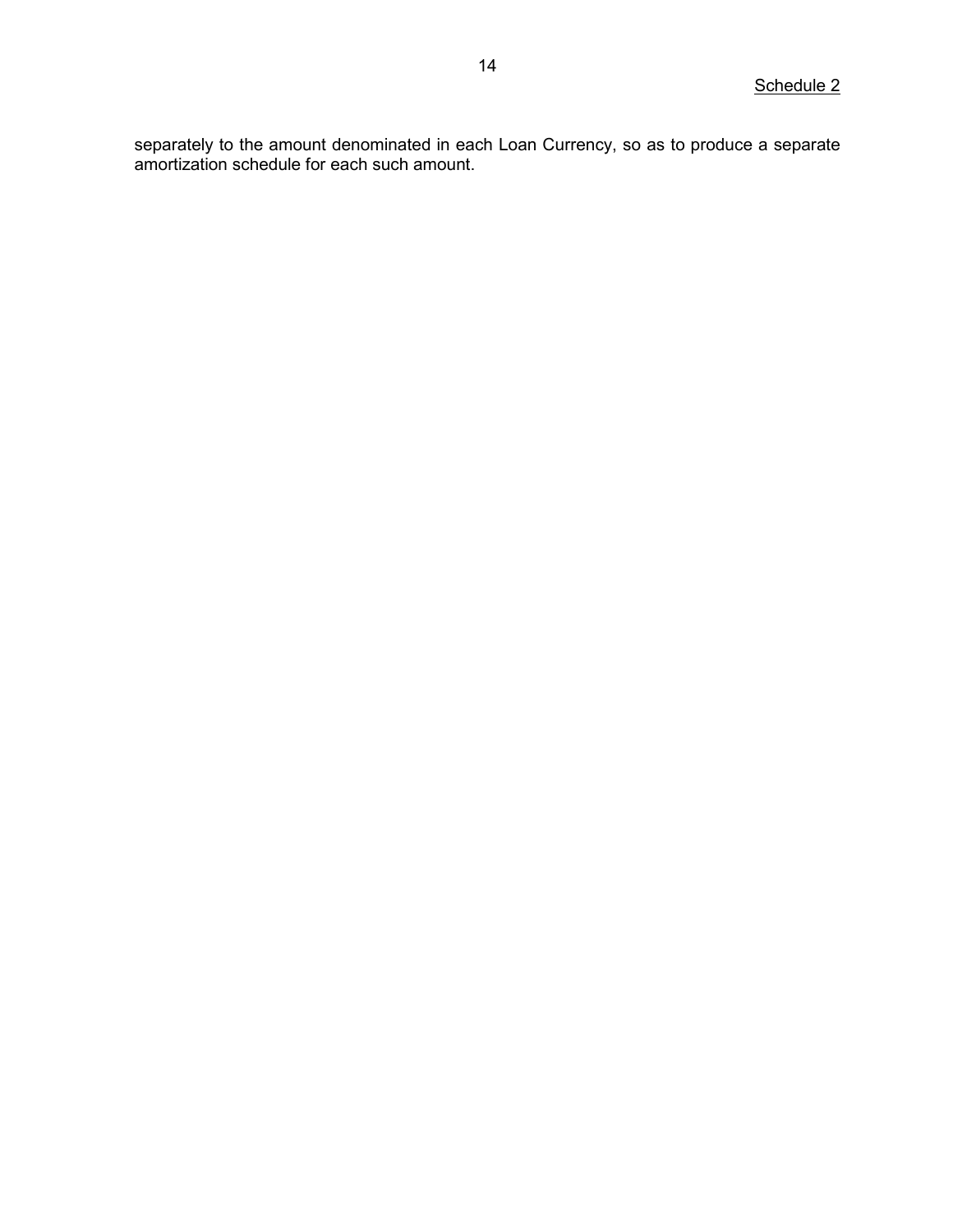separately to the amount denominated in each Loan Currency, so as to produce a separate amortization schedule for each such amount.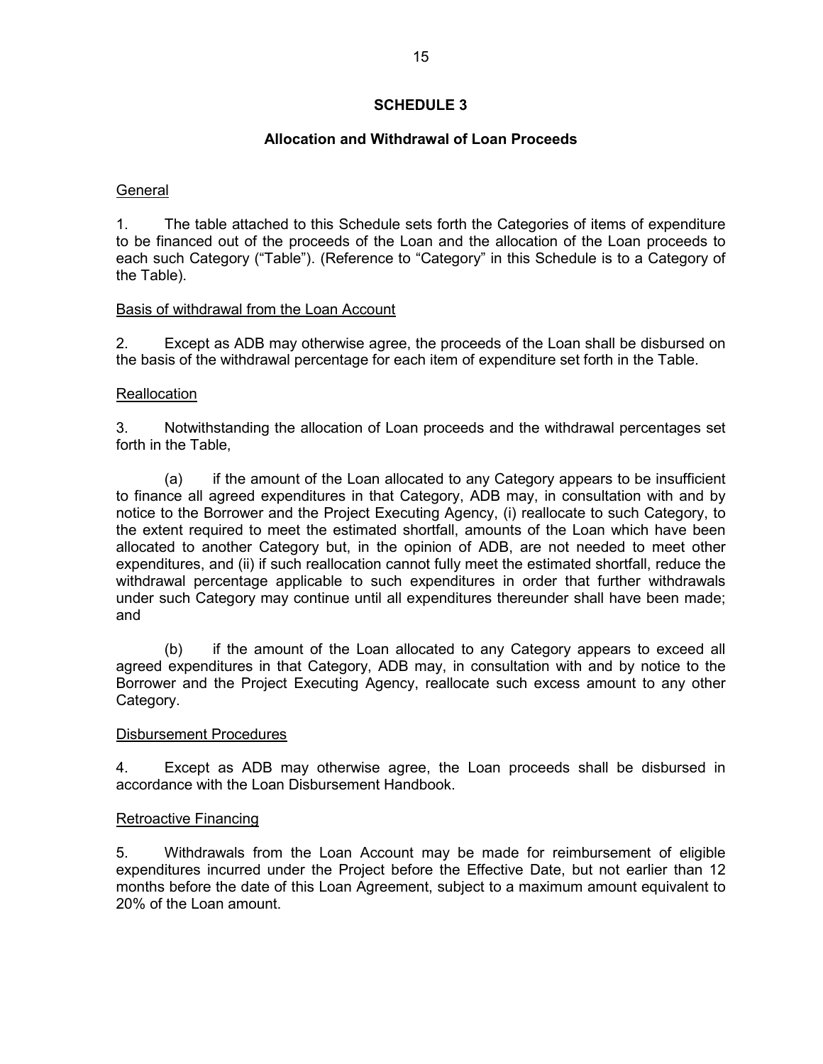## SCHEDULE 3

### Allocation and Withdrawal of Loan Proceeds

General

1. The table attached to this Schedule sets forth the Categories of items of expenditure to be financed out of the proceeds of the Loan and the allocation of the Loan proceeds to each such Category ("Table"). (Reference to "Category" in this Schedule is to a Category of the Table).

Basis of withdrawal from the Loan Account

2. Except as ADB may otherwise agree, the proceeds of the Loan shall be disbursed on the basis of the withdrawal percentage for each item of expenditure set forth in the Table.

Reallocation

3. Notwithstanding the allocation of Loan proceeds and the withdrawal percentages set forth in the Table,

(a) if the amount of the Loan allocated to any Category appears to be insufficient to finance all agreed expenditures in that Category, ADB may, in consultation with and by notice to the Borrower and the Project Executing Agency, (i) reallocate to such Category, to the extent required to meet the estimated shortfall, amounts of the Loan which have been allocated to another Category but, in the opinion of ADB, are not needed to meet other expenditures, and (ii) if such reallocation cannot fully meet the estimated shortfall, reduce the withdrawal percentage applicable to such expenditures in order that further withdrawals under such Category may continue until all expenditures thereunder shall have been made; and

(b) if the amount of the Loan allocated to any Category appears to exceed all agreed expenditures in that Category, ADB may, in consultation with and by notice to the Borrower and the Project Executing Agency, reallocate such excess amount to any other Category.

Disbursement Procedures

4. Except as ADB may otherwise agree, the Loan proceeds shall be disbursed in accordance with the Loan Disbursement Handbook.

Retroactive Financing

5. Withdrawals from the Loan Account may be made for reimbursement of eligible expenditures incurred under the Project before the Effective Date, but not earlier than 12 months before the date of this Loan Agreement, subject to a maximum amount equivalent to 20% of the Loan amount.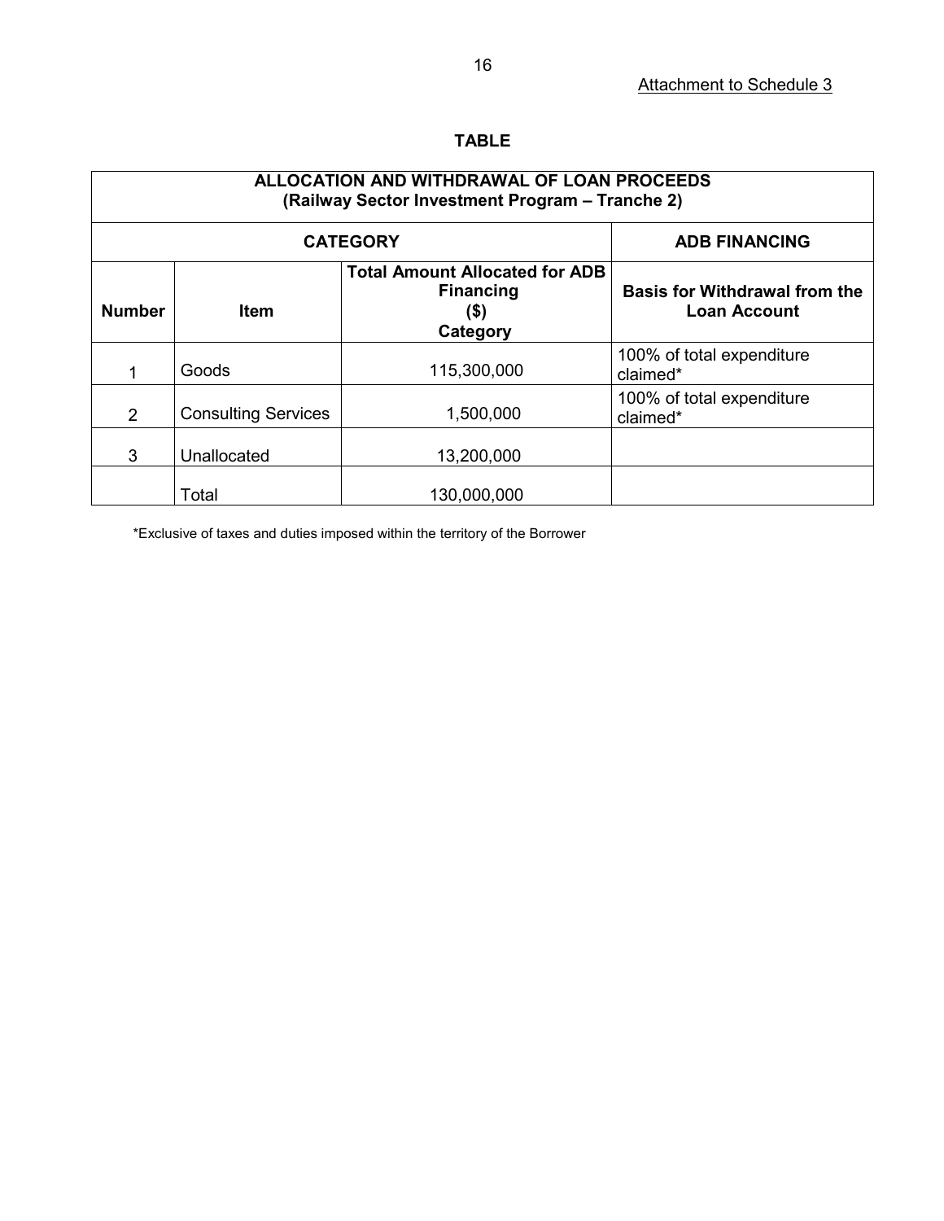Attachment to Schedule 3

**TABLE**

| ALLOCATION AND WITHDRAWAL OF LOAN PROCEEDS (Railway Sector Investment Program – Tranche 2) | | | |
|---|---|---|---|
| **CATEGORY** | | | **ADB FINANCING** |
| **Number** | **Item** | **Total Amount Allocated for ADB Financing ($) Category** | **Basis for Withdrawal from the Loan Account** |
| 1 | Goods | 115,300,000 | 100% of total expenditure claimed* |
| 2 | Consulting Services | 1,500,000 | 100% of total expenditure claimed* |
| 3 | Unallocated | 13,200,000 | |
| | Total | 130,000,000 | |

*Exclusive of taxes and duties imposed within the territory of the Borrower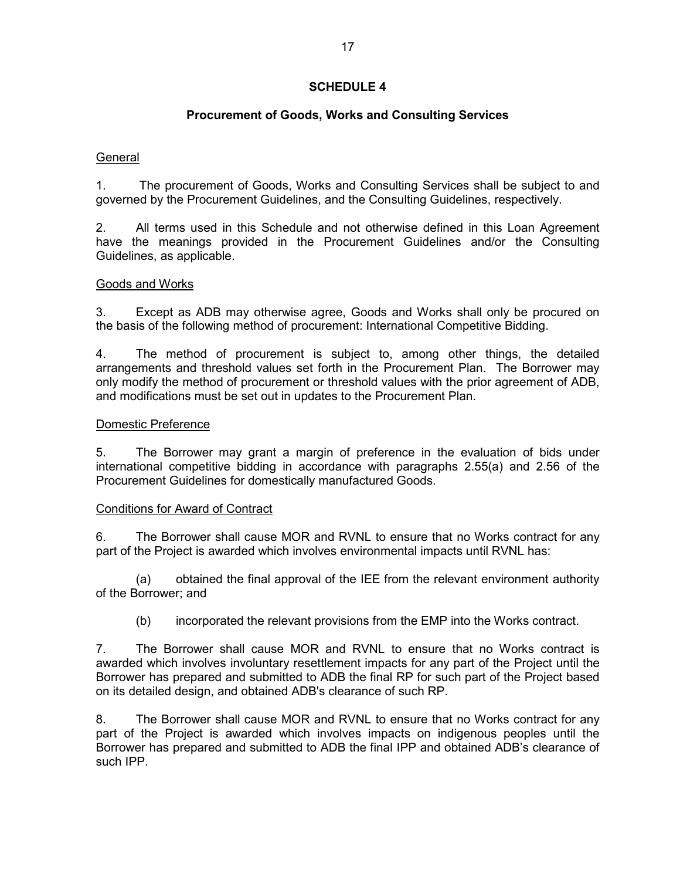# SCHEDULE 4

## Procurement of Goods, Works and Consulting Services

### General

1. The procurement of Goods, Works and Consulting Services shall be subject to and governed by the Procurement Guidelines, and the Consulting Guidelines, respectively.

2. All terms used in this Schedule and not otherwise defined in this Loan Agreement have the meanings provided in the Procurement Guidelines and/or the Consulting Guidelines, as applicable.

### Goods and Works

3. Except as ADB may otherwise agree, Goods and Works shall only be procured on the basis of the following method of procurement: International Competitive Bidding.

4. The method of procurement is subject to, among other things, the detailed arrangements and threshold values set forth in the Procurement Plan. The Borrower may only modify the method of procurement or threshold values with the prior agreement of ADB, and modifications must be set out in updates to the Procurement Plan.

### Domestic Preference

5. The Borrower may grant a margin of preference in the evaluation of bids under international competitive bidding in accordance with paragraphs 2.55(a) and 2.56 of the Procurement Guidelines for domestically manufactured Goods.

### Conditions for Award of Contract

6. The Borrower shall cause MOR and RVNL to ensure that no Works contract for any part of the Project is awarded which involves environmental impacts until RVNL has:

   (a) obtained the final approval of the IEE from the relevant environment authority of the Borrower; and

   (b) incorporated the relevant provisions from the EMP into the Works contract.

7. The Borrower shall cause MOR and RVNL to ensure that no Works contract is awarded which involves involuntary resettlement impacts for any part of the Project until the Borrower has prepared and submitted to ADB the final RP for such part of the Project based on its detailed design, and obtained ADB's clearance of such RP.

8. The Borrower shall cause MOR and RVNL to ensure that no Works contract for any part of the Project is awarded which involves impacts on indigenous peoples until the Borrower has prepared and submitted to ADB the final IPP and obtained ADB's clearance of such IPP.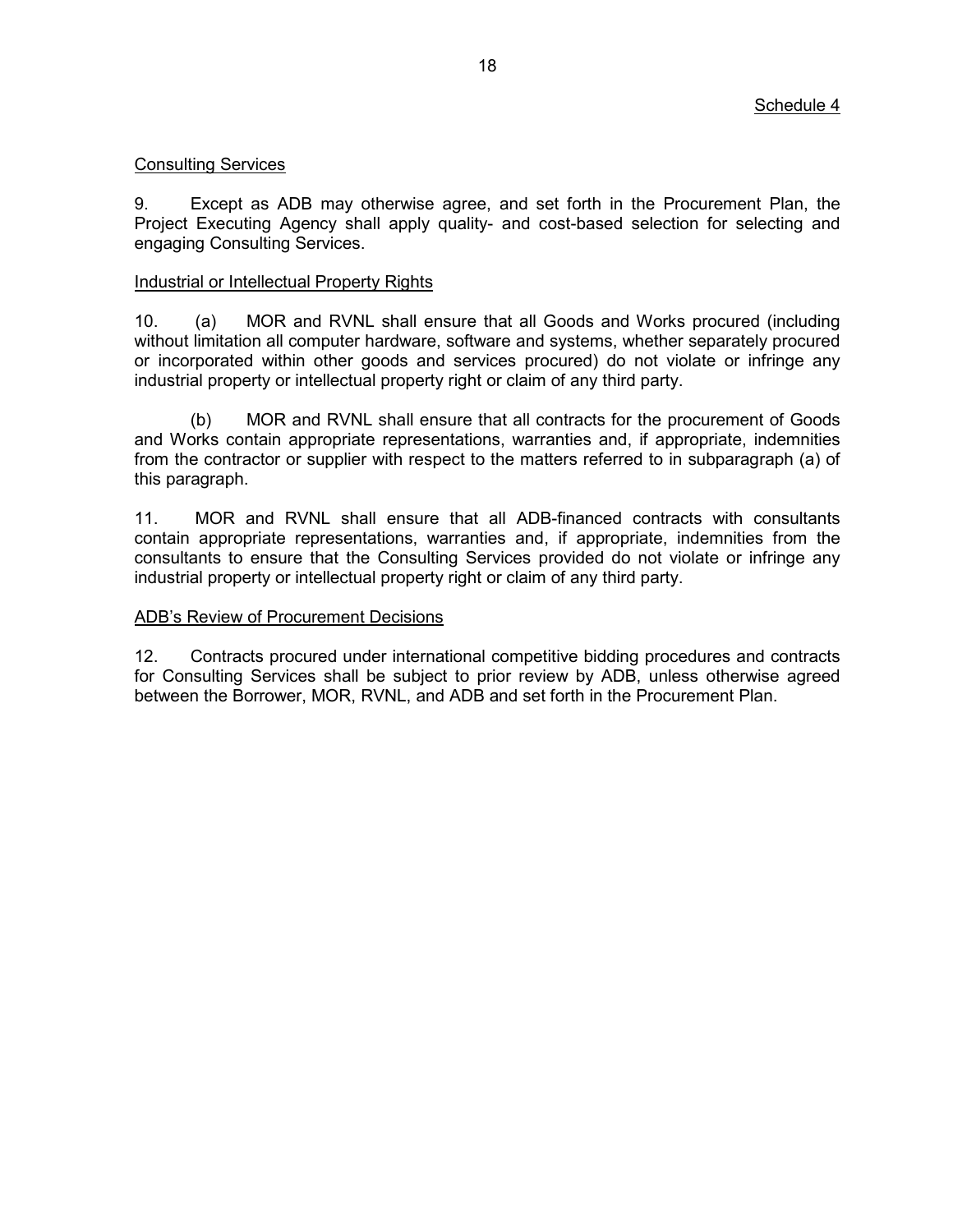Schedule 4

Consulting Services

9. Except as ADB may otherwise agree, and set forth in the Procurement Plan, the Project Executing Agency shall apply quality- and cost-based selection for selecting and engaging Consulting Services.

Industrial or Intellectual Property Rights

10. (a) MOR and RVNL shall ensure that all Goods and Works procured (including without limitation all computer hardware, software and systems, whether separately procured or incorporated within other goods and services procured) do not violate or infringe any industrial property or intellectual property right or claim of any third party.

(b) MOR and RVNL shall ensure that all contracts for the procurement of Goods and Works contain appropriate representations, warranties and, if appropriate, indemnities from the contractor or supplier with respect to the matters referred to in subparagraph (a) of this paragraph.

11. MOR and RVNL shall ensure that all ADB-financed contracts with consultants contain appropriate representations, warranties and, if appropriate, indemnities from the consultants to ensure that the Consulting Services provided do not violate or infringe any industrial property or intellectual property right or claim of any third party.

ADB's Review of Procurement Decisions

12. Contracts procured under international competitive bidding procedures and contracts for Consulting Services shall be subject to prior review by ADB, unless otherwise agreed between the Borrower, MOR, RVNL, and ADB and set forth in the Procurement Plan.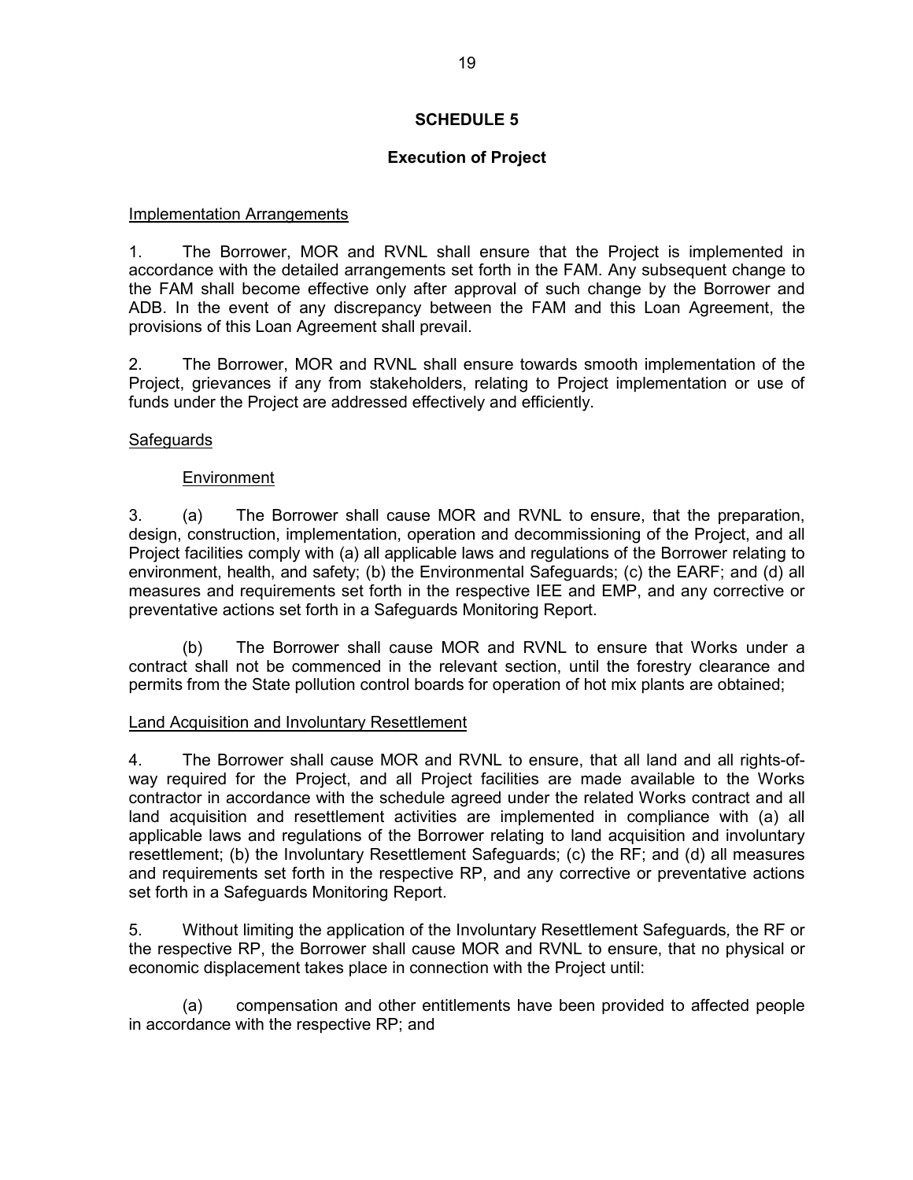# SCHEDULE 5

## Execution of Project

Implementation Arrangements

1. The Borrower, MOR and RVNL shall ensure that the Project is implemented in accordance with the detailed arrangements set forth in the FAM. Any subsequent change to the FAM shall become effective only after approval of such change by the Borrower and ADB. In the event of any discrepancy between the FAM and this Loan Agreement, the provisions of this Loan Agreement shall prevail.

2. The Borrower, MOR and RVNL shall ensure towards smooth implementation of the Project, grievances if any from stakeholders, relating to Project implementation or use of funds under the Project are addressed effectively and efficiently.

Safeguards

Environment

3. (a) The Borrower shall cause MOR and RVNL to ensure, that the preparation, design, construction, implementation, operation and decommissioning of the Project, and all Project facilities comply with (a) all applicable laws and regulations of the Borrower relating to environment, health, and safety; (b) the Environmental Safeguards; (c) the EARF; and (d) all measures and requirements set forth in the respective IEE and EMP, and any corrective or preventative actions set forth in a Safeguards Monitoring Report.

(b) The Borrower shall cause MOR and RVNL to ensure that Works under a contract shall not be commenced in the relevant section, until the forestry clearance and permits from the State pollution control boards for operation of hot mix plants are obtained;

Land Acquisition and Involuntary Resettlement

4. The Borrower shall cause MOR and RVNL to ensure, that all land and all rights-of-way required for the Project, and all Project facilities are made available to the Works contractor in accordance with the schedule agreed under the related Works contract and all land acquisition and resettlement activities are implemented in compliance with (a) all applicable laws and regulations of the Borrower relating to land acquisition and involuntary resettlement; (b) the Involuntary Resettlement Safeguards; (c) the RF; and (d) all measures and requirements set forth in the respective RP, and any corrective or preventative actions set forth in a Safeguards Monitoring Report.

5. Without limiting the application of the Involuntary Resettlement Safeguards*,* the RF or the respective RP, the Borrower shall cause MOR and RVNL to ensure, that no physical or economic displacement takes place in connection with the Project until:

(a) compensation and other entitlements have been provided to affected people in accordance with the respective RP; and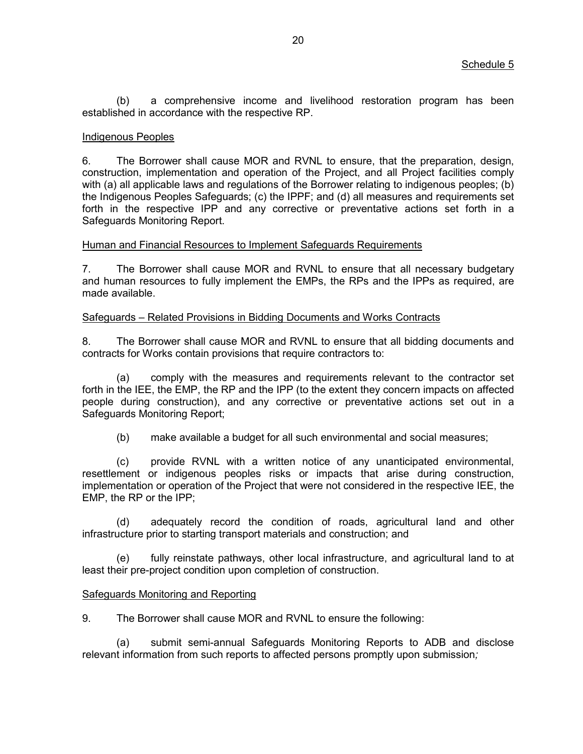Schedule 5

(b) a comprehensive income and livelihood restoration program has been established in accordance with the respective RP.

Indigenous Peoples

6. The Borrower shall cause MOR and RVNL to ensure, that the preparation, design, construction, implementation and operation of the Project, and all Project facilities comply with (a) all applicable laws and regulations of the Borrower relating to indigenous peoples; (b) the Indigenous Peoples Safeguards; (c) the IPPF; and (d) all measures and requirements set forth in the respective IPP and any corrective or preventative actions set forth in a Safeguards Monitoring Report.

Human and Financial Resources to Implement Safeguards Requirements

7. The Borrower shall cause MOR and RVNL to ensure that all necessary budgetary and human resources to fully implement the EMPs, the RPs and the IPPs as required, are made available.

Safeguards – Related Provisions in Bidding Documents and Works Contracts

8. The Borrower shall cause MOR and RVNL to ensure that all bidding documents and contracts for Works contain provisions that require contractors to:

(a) comply with the measures and requirements relevant to the contractor set forth in the IEE, the EMP, the RP and the IPP (to the extent they concern impacts on affected people during construction), and any corrective or preventative actions set out in a Safeguards Monitoring Report;

(b) make available a budget for all such environmental and social measures;

(c) provide RVNL with a written notice of any unanticipated environmental, resettlement or indigenous peoples risks or impacts that arise during construction, implementation or operation of the Project that were not considered in the respective IEE, the EMP, the RP or the IPP;

(d) adequately record the condition of roads, agricultural land and other infrastructure prior to starting transport materials and construction; and

(e) fully reinstate pathways, other local infrastructure, and agricultural land to at least their pre-project condition upon completion of construction.

Safeguards Monitoring and Reporting

9. The Borrower shall cause MOR and RVNL to ensure the following:

(a) submit semi-annual Safeguards Monitoring Reports to ADB and disclose relevant information from such reports to affected persons promptly upon submission;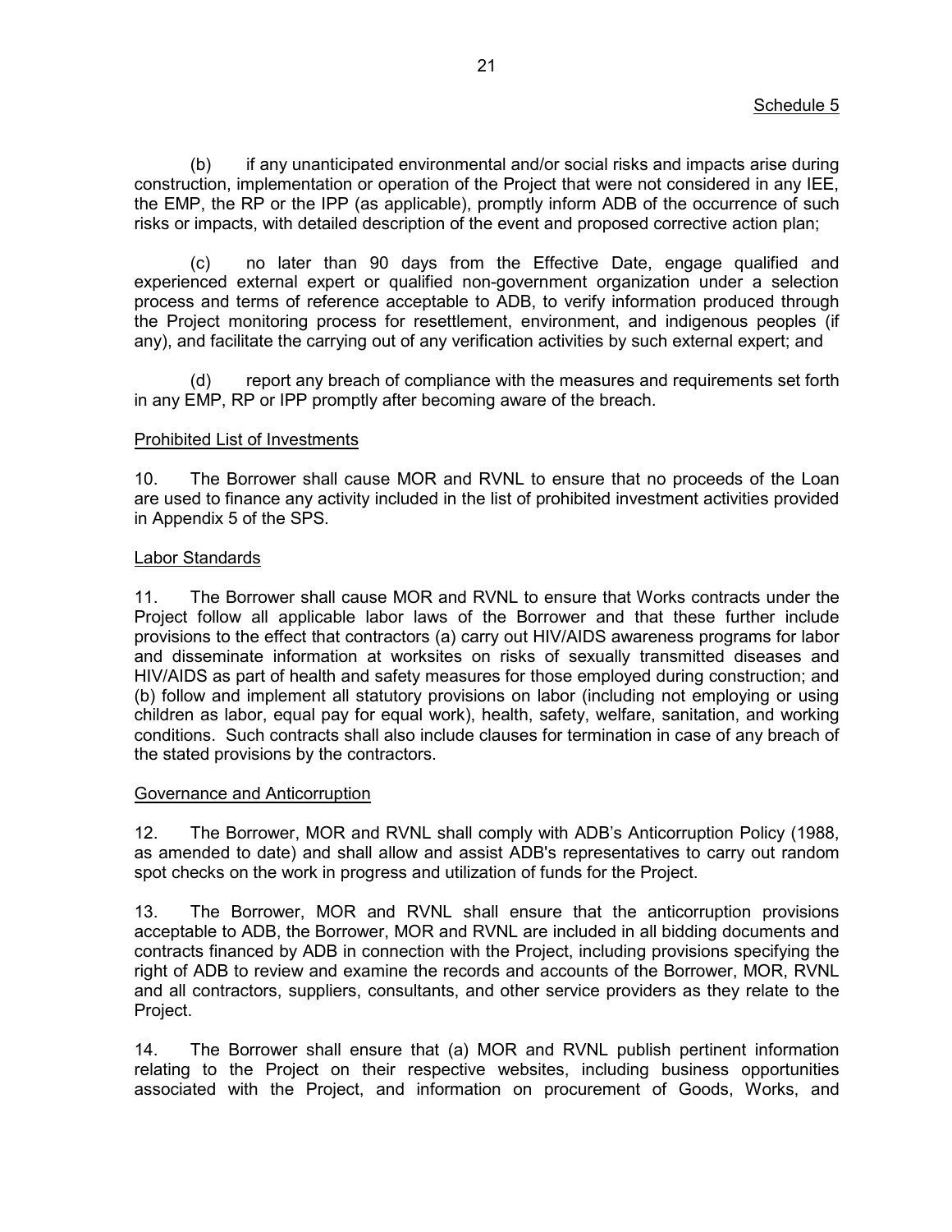Schedule 5

(b) if any unanticipated environmental and/or social risks and impacts arise during construction, implementation or operation of the Project that were not considered in any IEE, the EMP, the RP or the IPP (as applicable), promptly inform ADB of the occurrence of such risks or impacts, with detailed description of the event and proposed corrective action plan;

(c) no later than 90 days from the Effective Date, engage qualified and experienced external expert or qualified non-government organization under a selection process and terms of reference acceptable to ADB, to verify information produced through the Project monitoring process for resettlement, environment, and indigenous peoples (if any), and facilitate the carrying out of any verification activities by such external expert; and

(d) report any breach of compliance with the measures and requirements set forth in any EMP, RP or IPP promptly after becoming aware of the breach.

Prohibited List of Investments

10. The Borrower shall cause MOR and RVNL to ensure that no proceeds of the Loan are used to finance any activity included in the list of prohibited investment activities provided in Appendix 5 of the SPS.

Labor Standards

11. The Borrower shall cause MOR and RVNL to ensure that Works contracts under the Project follow all applicable labor laws of the Borrower and that these further include provisions to the effect that contractors (a) carry out HIV/AIDS awareness programs for labor and disseminate information at worksites on risks of sexually transmitted diseases and HIV/AIDS as part of health and safety measures for those employed during construction; and (b) follow and implement all statutory provisions on labor (including not employing or using children as labor, equal pay for equal work), health, safety, welfare, sanitation, and working conditions. Such contracts shall also include clauses for termination in case of any breach of the stated provisions by the contractors.

Governance and Anticorruption

12. The Borrower, MOR and RVNL shall comply with ADB's Anticorruption Policy (1988, as amended to date) and shall allow and assist ADB's representatives to carry out random spot checks on the work in progress and utilization of funds for the Project.

13. The Borrower, MOR and RVNL shall ensure that the anticorruption provisions acceptable to ADB, the Borrower, MOR and RVNL are included in all bidding documents and contracts financed by ADB in connection with the Project, including provisions specifying the right of ADB to review and examine the records and accounts of the Borrower, MOR, RVNL and all contractors, suppliers, consultants, and other service providers as they relate to the Project.

14. The Borrower shall ensure that (a) MOR and RVNL publish pertinent information relating to the Project on their respective websites, including business opportunities associated with the Project, and information on procurement of Goods, Works, and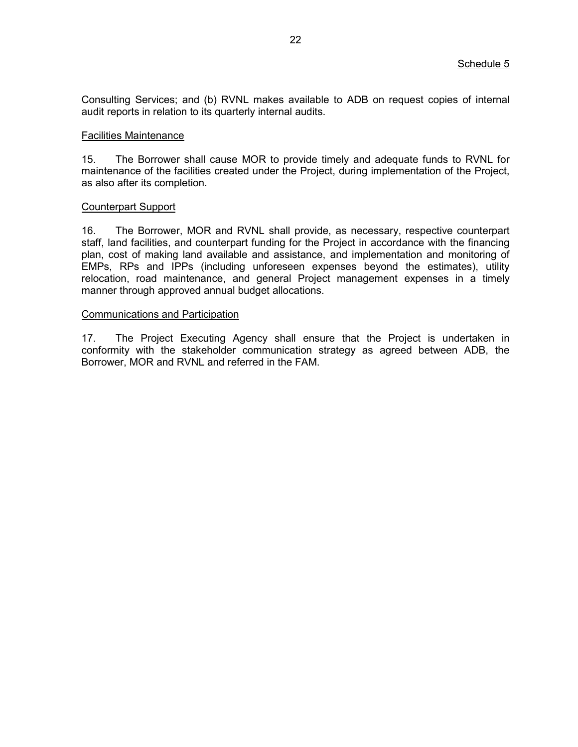Schedule 5

Consulting Services; and (b) RVNL makes available to ADB on request copies of internal audit reports in relation to its quarterly internal audits.

Facilities Maintenance

15. The Borrower shall cause MOR to provide timely and adequate funds to RVNL for maintenance of the facilities created under the Project, during implementation of the Project, as also after its completion.

Counterpart Support

16. The Borrower, MOR and RVNL shall provide, as necessary, respective counterpart staff, land facilities, and counterpart funding for the Project in accordance with the financing plan, cost of making land available and assistance, and implementation and monitoring of EMPs, RPs and IPPs (including unforeseen expenses beyond the estimates), utility relocation, road maintenance, and general Project management expenses in a timely manner through approved annual budget allocations.

Communications and Participation

17. The Project Executing Agency shall ensure that the Project is undertaken in conformity with the stakeholder communication strategy as agreed between ADB, the Borrower, MOR and RVNL and referred in the FAM.